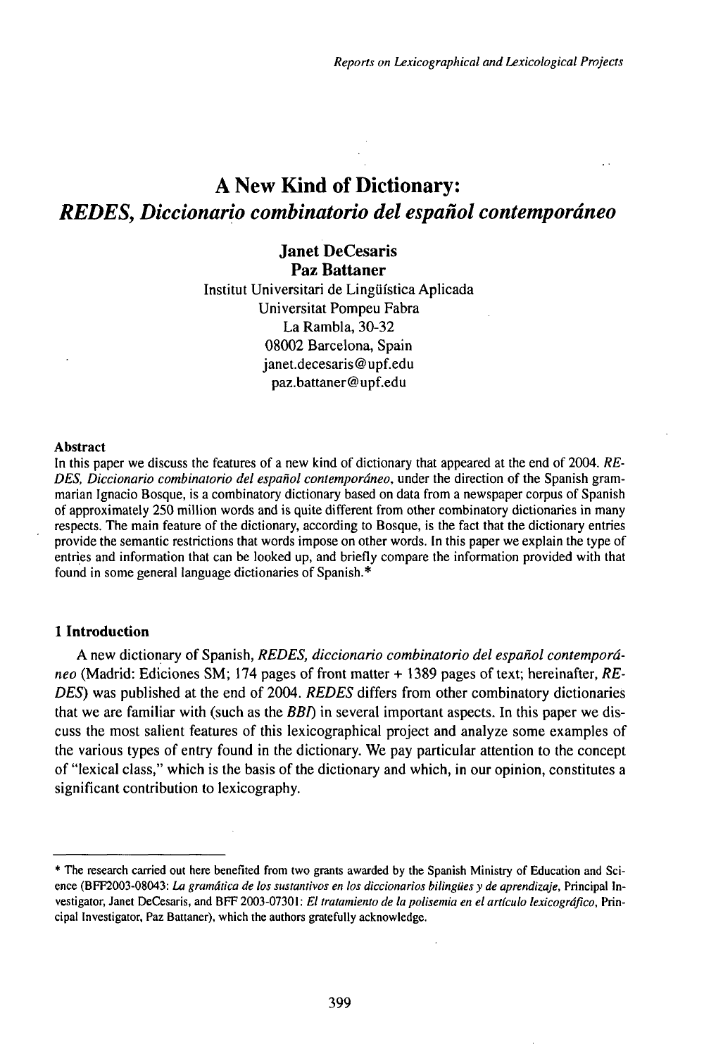# A New Kind of Dictionary: *REDES, Diccionario combinatorio del español contemporáneo*

**Janet DeCesaris**
**Paz Battaner**

Institut Universitari de Lingüística Aplicada
Universitat Pompeu Fabra
La Rambla, 30-32
08002 Barcelona, Spain
janet.decesaris@upf.edu
paz.battaner@upf.edu

**Abstract**

In this paper we discuss the features of a new kind of dictionary that appeared at the end of 2004. *REDES, Diccionario combinatorio del español contemporáneo*, under the direction of the Spanish grammarian Ignacio Bosque, is a combinatory dictionary based on data from a newspaper corpus of Spanish of approximately 250 million words and is quite different from other combinatory dictionaries in many respects. The main feature of the dictionary, according to Bosque, is the fact that the dictionary entries provide the semantic restrictions that words impose on other words. In this paper we explain the type of entries and information that can be looked up, and briefly compare the information provided with that found in some general language dictionaries of Spanish.*

## 1 Introduction

A new dictionary of Spanish, *REDES, diccionario combinatorio del español contemporáneo* (Madrid: Ediciones SM; 174 pages of front matter + 1389 pages of text; hereinafter, *REDES*) was published at the end of 2004. *REDES* differs from other combinatory dictionaries that we are familiar with (such as the *BBI*) in several important aspects. In this paper we discuss the most salient features of this lexicographical project and analyze some examples of the various types of entry found in the dictionary. We pay particular attention to the concept of "lexical class," which is the basis of the dictionary and which, in our opinion, constitutes a significant contribution to lexicography.

---

* The research carried out here benefited from two grants awarded by the Spanish Ministry of Education and Science (BFF2003-08043: *La gramática de los sustantivos en los diccionarios bilingües y de aprendizaje*, Principal Investigator, Janet DeCesaris, and BFF 2003-07301: *El tratamiento de la polisemia en el artículo lexicográfico*, Principal Investigator, Paz Battaner), which the authors gratefully acknowledge.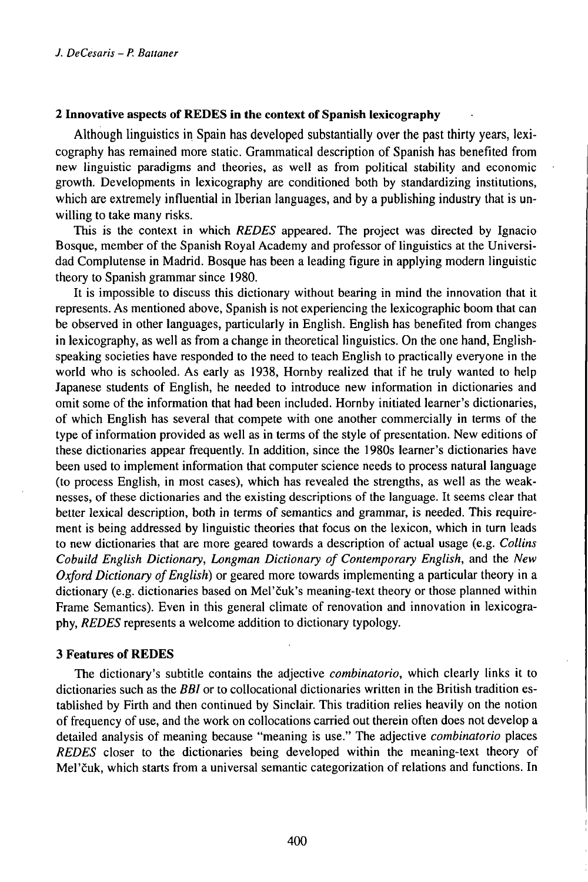## 2 Innovative aspects of REDES in the context of Spanish lexicography

Although linguistics in Spain has developed substantially over the past thirty years, lexicography has remained more static. Grammatical description of Spanish has benefited from new linguistic paradigms and theories, as well as from political stability and economic growth. Developments in lexicography are conditioned both by standardizing institutions, which are extremely influential in Iberian languages, and by a publishing industry that is unwilling to take many risks.

This is the context in which *REDES* appeared. The project was directed by Ignacio Bosque, member of the Spanish Royal Academy and professor of linguistics at the Universidad Complutense in Madrid. Bosque has been a leading figure in applying modern linguistic theory to Spanish grammar since 1980.

It is impossible to discuss this dictionary without bearing in mind the innovation that it represents. As mentioned above, Spanish is not experiencing the lexicographic boom that can be observed in other languages, particularly in English. English has benefited from changes in lexicography, as well as from a change in theoretical linguistics. On the one hand, English-speaking societies have responded to the need to teach English to practically everyone in the world who is schooled. As early as 1938, Hornby realized that if he truly wanted to help Japanese students of English, he needed to introduce new information in dictionaries and omit some of the information that had been included. Hornby initiated learner's dictionaries, of which English has several that compete with one another commercially in terms of the type of information provided as well as in terms of the style of presentation. New editions of these dictionaries appear frequently. In addition, since the 1980s learner's dictionaries have been used to implement information that computer science needs to process natural language (to process English, in most cases), which has revealed the strengths, as well as the weaknesses, of these dictionaries and the existing descriptions of the language. It seems clear that better lexical description, both in terms of semantics and grammar, is needed. This requirement is being addressed by linguistic theories that focus on the lexicon, which in turn leads to new dictionaries that are more geared towards a description of actual usage (e.g. *Collins Cobuild English Dictionary*, *Longman Dictionary of Contemporary English*, and the *New Oxford Dictionary of English*) or geared more towards implementing a particular theory in a dictionary (e.g. dictionaries based on Mel'čuk's meaning-text theory or those planned within Frame Semantics). Even in this general climate of renovation and innovation in lexicography, *REDES* represents a welcome addition to dictionary typology.

## 3 Features of REDES

The dictionary's subtitle contains the adjective *combinatorio*, which clearly links it to dictionaries such as the *BBI* or to collocational dictionaries written in the British tradition established by Firth and then continued by Sinclair. This tradition relies heavily on the notion of frequency of use, and the work on collocations carried out therein often does not develop a detailed analysis of meaning because "meaning is use." The adjective *combinatorio* places *REDES* closer to the dictionaries being developed within the meaning-text theory of Mel'čuk, which starts from a universal semantic categorization of relations and functions. In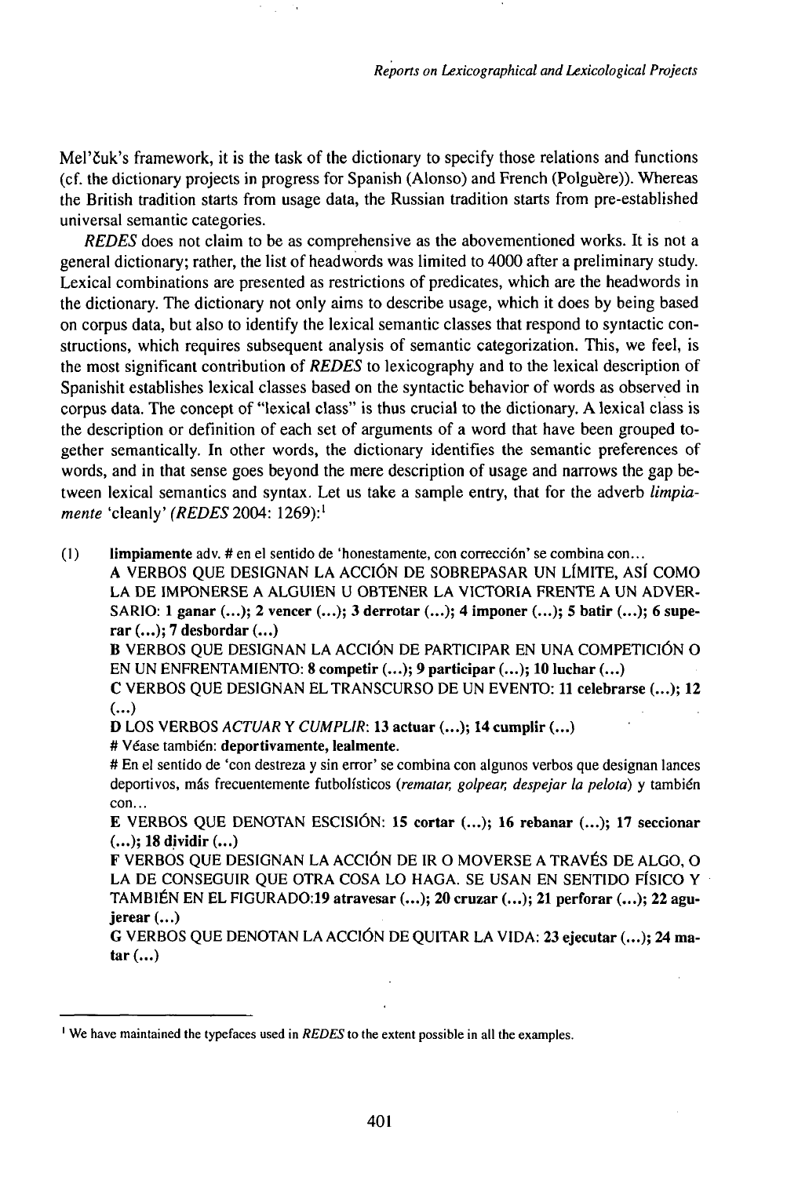Mel'čuk's framework, it is the task of the dictionary to specify those relations and functions (cf. the dictionary projects in progress for Spanish (Alonso) and French (Polguère)). Whereas the British tradition starts from usage data, the Russian tradition starts from pre-established universal semantic categories.

*REDES* does not claim to be as comprehensive as the abovementioned works. It is not a general dictionary; rather, the list of headwords was limited to 4000 after a preliminary study. Lexical combinations are presented as restrictions of predicates, which are the headwords in the dictionary. The dictionary not only aims to describe usage, which it does by being based on corpus data, but also to identify the lexical semantic classes that respond to syntactic constructions, which requires subsequent analysis of semantic categorization. This, we feel, is the most significant contribution of *REDES* to lexicography and to the lexical description of Spanishit establishes lexical classes based on the syntactic behavior of words as observed in corpus data. The concept of "lexical class" is thus crucial to the dictionary. A lexical class is the description or definition of each set of arguments of a word that have been grouped together semantically. In other words, the dictionary identifies the semantic preferences of words, and in that sense goes beyond the mere description of usage and narrows the gap between lexical semantics and syntax. Let us take a sample entry, that for the adverb *limpiamente* 'cleanly' (*REDES* 2004: 1269):[1]

(1) **limpiamente** adv. # en el sentido de 'honestamente, con corrección' se combina con...
A VERBOS QUE DESIGNAN LA ACCIÓN DE SOBREPASAR UN LÍMITE, ASÍ COMO LA DE IMPONERSE A ALGUIEN U OBTENER LA VICTORIA FRENTE A UN ADVERSARIO: **1 ganar (...); 2 vencer (...); 3 derrotar (...); 4 imponer (...); 5 batir (...); 6 superar (...); 7 desbordar (...)**
**B** VERBOS QUE DESIGNAN LA ACCIÓN DE PARTICIPAR EN UNA COMPETICIÓN O EN UN ENFRENTAMIENTO: **8 competir (...); 9 participar (...); 10 luchar (...)**
**C** VERBOS QUE DESIGNAN EL TRANSCURSO DE UN EVENTO: **11 celebrarse (...); 12 (...)**
**D** LOS VERBOS *ACTUAR* Y *CUMPLIR*: **13 actuar (...); 14 cumplir (...)**
# Véase también: **deportivamente, lealmente.**
# En el sentido de 'con destreza y sin error' se combina con algunos verbos que designan lances deportivos, más frecuentemente futbolísticos (*rematar, golpear, despejar la pelota*) y también con...
**E** VERBOS QUE DENOTAN ESCISIÓN: **15 cortar (...); 16 rebanar (...); 17 seccionar (...); 18 dividir (...)**
**F** VERBOS QUE DESIGNAN LA ACCIÓN DE IR O MOVERSE A TRAVÉS DE ALGO, O LA DE CONSEGUIR QUE OTRA COSA LO HAGA. SE USAN EN SENTIDO FÍSICO Y TAMBIÉN EN EL FIGURADO:**19 atravesar (...); 20 cruzar (...); 21 perforar (...); 22 agujerear (...)**
**G** VERBOS QUE DENOTAN LA ACCIÓN DE QUITAR LA VIDA: **23 ejecutar (...); 24 matar (...)**

---

[1] We have maintained the typefaces used in *REDES* to the extent possible in all the examples.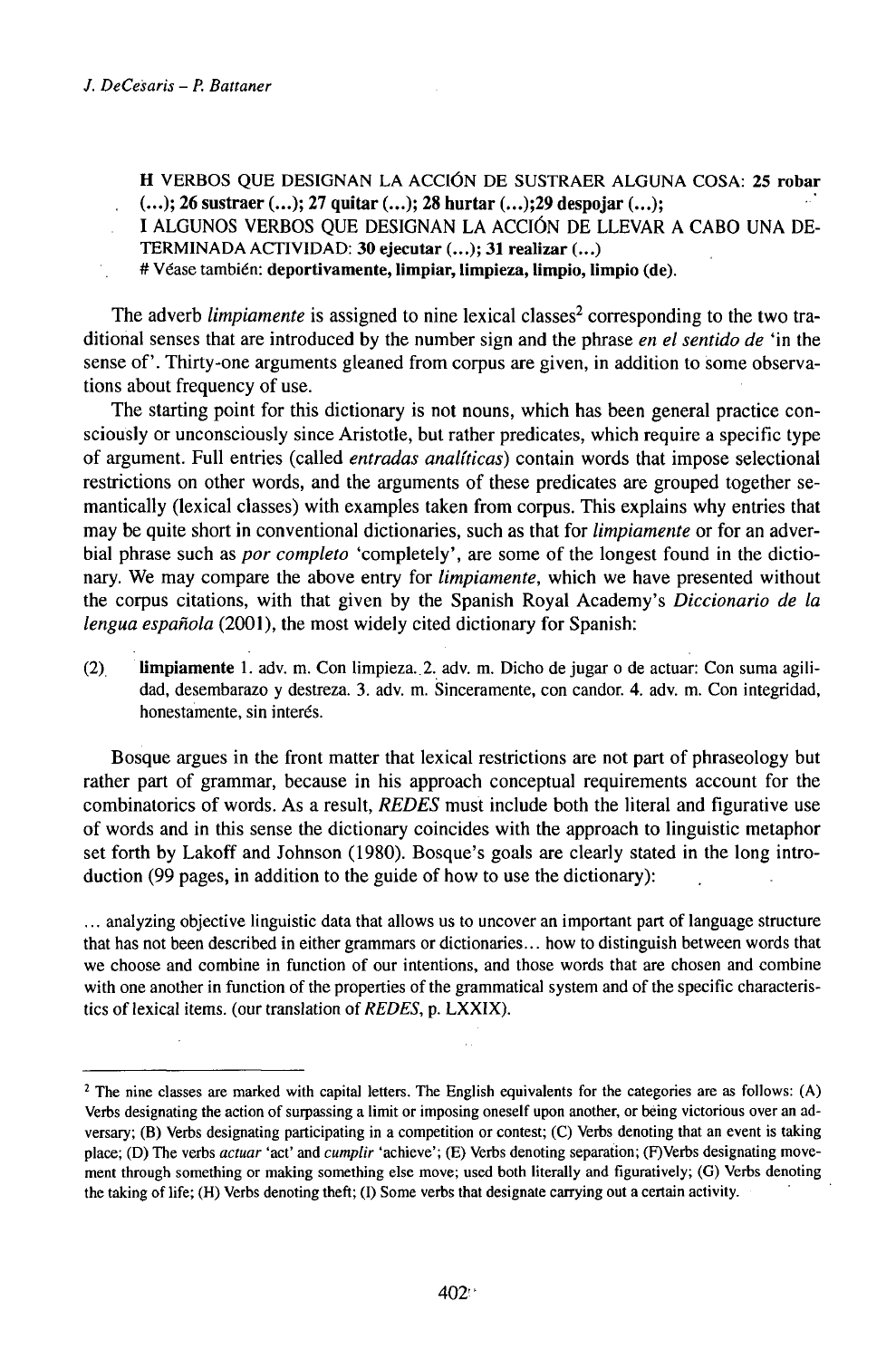**H** VERBOS QUE DESIGNAN LA ACCIÓN DE SUSTRAER ALGUNA COSA: **25 robar (...); 26 sustraer (...); 27 quitar (...); 28 hurtar (...);29 despojar (...);**
I ALGUNOS VERBOS QUE DESIGNAN LA ACCIÓN DE LLEVAR A CABO UNA DETERMINADA ACTIVIDAD: **30 ejecutar (...); 31 realizar (...)**
# Véase también: **deportivamente, limpiar, limpieza, limpio, limpio (de).**

The adverb *limpiamente* is assigned to nine lexical classes[2] corresponding to the two traditional senses that are introduced by the number sign and the phrase *en el sentido de* 'in the sense of'. Thirty-one arguments gleaned from corpus are given, in addition to some observations about frequency of use.

The starting point for this dictionary is not nouns, which has been general practice consciously or unconsciously since Aristotle, but rather predicates, which require a specific type of argument. Full entries (called *entradas analíticas*) contain words that impose selectional restrictions on other words, and the arguments of these predicates are grouped together semantically (lexical classes) with examples taken from corpus. This explains why entries that may be quite short in conventional dictionaries, such as that for *limpiamente* or for an adverbial phrase such as *por completo* 'completely', are some of the longest found in the dictionary. We may compare the above entry for *limpiamente*, which we have presented without the corpus citations, with that given by the Spanish Royal Academy's *Diccionario de la lengua española* (2001), the most widely cited dictionary for Spanish:

(2) **limpiamente** 1. adv. m. Con limpieza. 2. adv. m. Dicho de jugar o de actuar: Con suma agilidad, desembarazo y destreza. 3. adv. m. Sinceramente, con candor. 4. adv. m. Con integridad, honestamente, sin interés.

Bosque argues in the front matter that lexical restrictions are not part of phraseology but rather part of grammar, because in his approach conceptual requirements account for the combinatorics of words. As a result, *REDES* must include both the literal and figurative use of words and in this sense the dictionary coincides with the approach to linguistic metaphor set forth by Lakoff and Johnson (1980). Bosque's goals are clearly stated in the long introduction (99 pages, in addition to the guide of how to use the dictionary):

> ... analyzing objective linguistic data that allows us to uncover an important part of language structure that has not been described in either grammars or dictionaries... how to distinguish between words that we choose and combine in function of our intentions, and those words that are chosen and combine with one another in function of the properties of the grammatical system and of the specific characteristics of lexical items. (our translation of *REDES*, p. LXXIX).

---

[2] The nine classes are marked with capital letters. The English equivalents for the categories are as follows: (A) Verbs designating the action of surpassing a limit or imposing oneself upon another, or being victorious over an adversary; (B) Verbs designating participating in a competition or contest; (C) Verbs denoting that an event is taking place; (D) The verbs *actuar* 'act' and *cumplir* 'achieve'; (E) Verbs denoting separation; (F) Verbs designating movement through something or making something else move; used both literally and figuratively; (G) Verbs denoting the taking of life; (H) Verbs denoting theft; (I) Some verbs that designate carrying out a certain activity.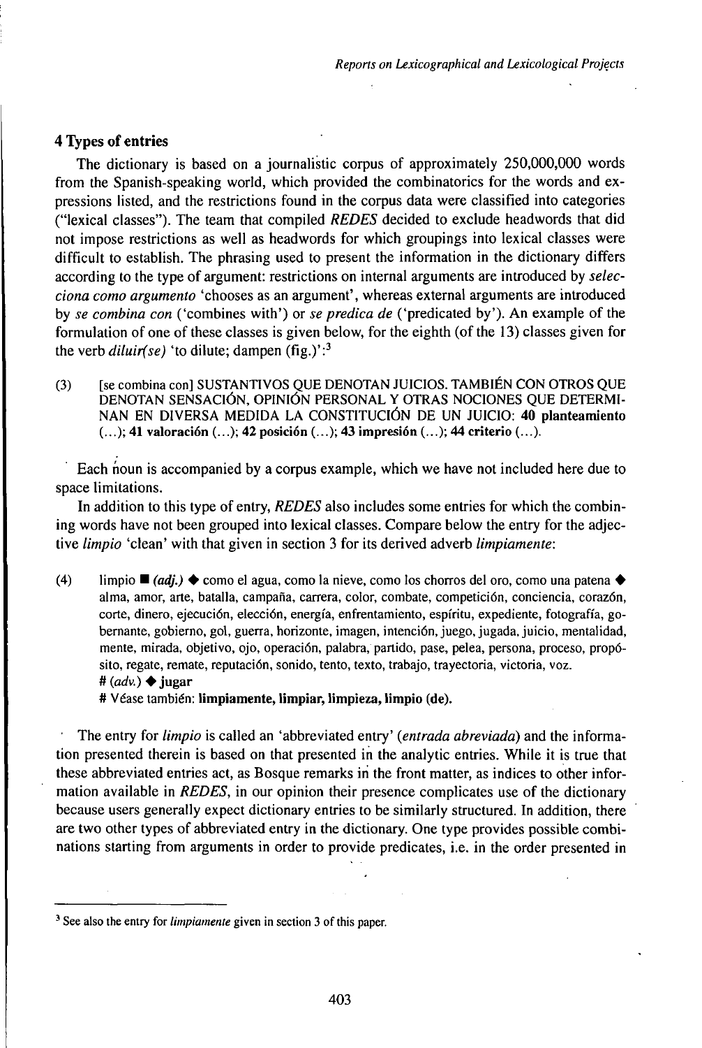## 4 Types of entries

The dictionary is based on a journalistic corpus of approximately 250,000,000 words from the Spanish-speaking world, which provided the combinatorics for the words and expressions listed, and the restrictions found in the corpus data were classified into categories ("lexical classes"). The team that compiled *REDES* decided to exclude headwords that did not impose restrictions as well as headwords for which groupings into lexical classes were difficult to establish. The phrasing used to present the information in the dictionary differs according to the type of argument: restrictions on internal arguments are introduced by *selecciona como argumento* 'chooses as an argument', whereas external arguments are introduced by *se combina con* ('combines with') or *se predica de* ('predicated by'). An example of the formulation of one of these classes is given below, for the eighth (of the 13) classes given for the verb *diluir(se)* 'to dilute; dampen (fig.)':[3]

(3) [se combina con] SUSTANTIVOS QUE DENOTAN JUICIOS. TAMBIÉN CON OTROS QUE DENOTAN SENSACIÓN, OPINIÓN PERSONAL Y OTRAS NOCIONES QUE DETERMINAN EN DIVERSA MEDIDA LA CONSTITUCIÓN DE UN JUICIO: **40 planteamiento** (...); **41 valoración** (...); **42 posición** (...); **43 impresión** (...); **44 criterio** (...).

Each noun is accompanied by a corpus example, which we have not included here due to space limitations.

In addition to this type of entry, *REDES* also includes some entries for which the combining words have not been grouped into lexical classes. Compare below the entry for the adjective *limpio* 'clean' with that given in section 3 for its derived adverb *limpiamente*:

(4) limpio ■ *(adj.)* ◆ como el agua, como la nieve, como los chorros del oro, como una patena ◆ alma, amor, arte, batalla, campaña, carrera, color, combate, competición, conciencia, corazón, corte, dinero, ejecución, elección, energía, enfrentamiento, espíritu, expediente, fotografía, gobernante, gobierno, gol, guerra, horizonte, imagen, intención, juego, jugada, juicio, mentalidad, mente, mirada, objetivo, ojo, operación, palabra, partido, pase, pelea, persona, proceso, propósito, regate, remate, reputación, sonido, tento, texto, trabajo, trayectoria, victoria, voz.
# *(adv.)* ◆ **jugar**
# Véase también: **limpiamente, limpiar, limpieza, limpio (de).**

The entry for *limpio* is called an 'abbreviated entry' (*entrada abreviada*) and the information presented therein is based on that presented in the analytic entries. While it is true that these abbreviated entries act, as Bosque remarks in the front matter, as indices to other information available in *REDES*, in our opinion their presence complicates use of the dictionary because users generally expect dictionary entries to be similarly structured. In addition, there are two other types of abbreviated entry in the dictionary. One type provides possible combinations starting from arguments in order to provide predicates, i.e. in the order presented in

[3] See also the entry for *limpiamente* given in section 3 of this paper.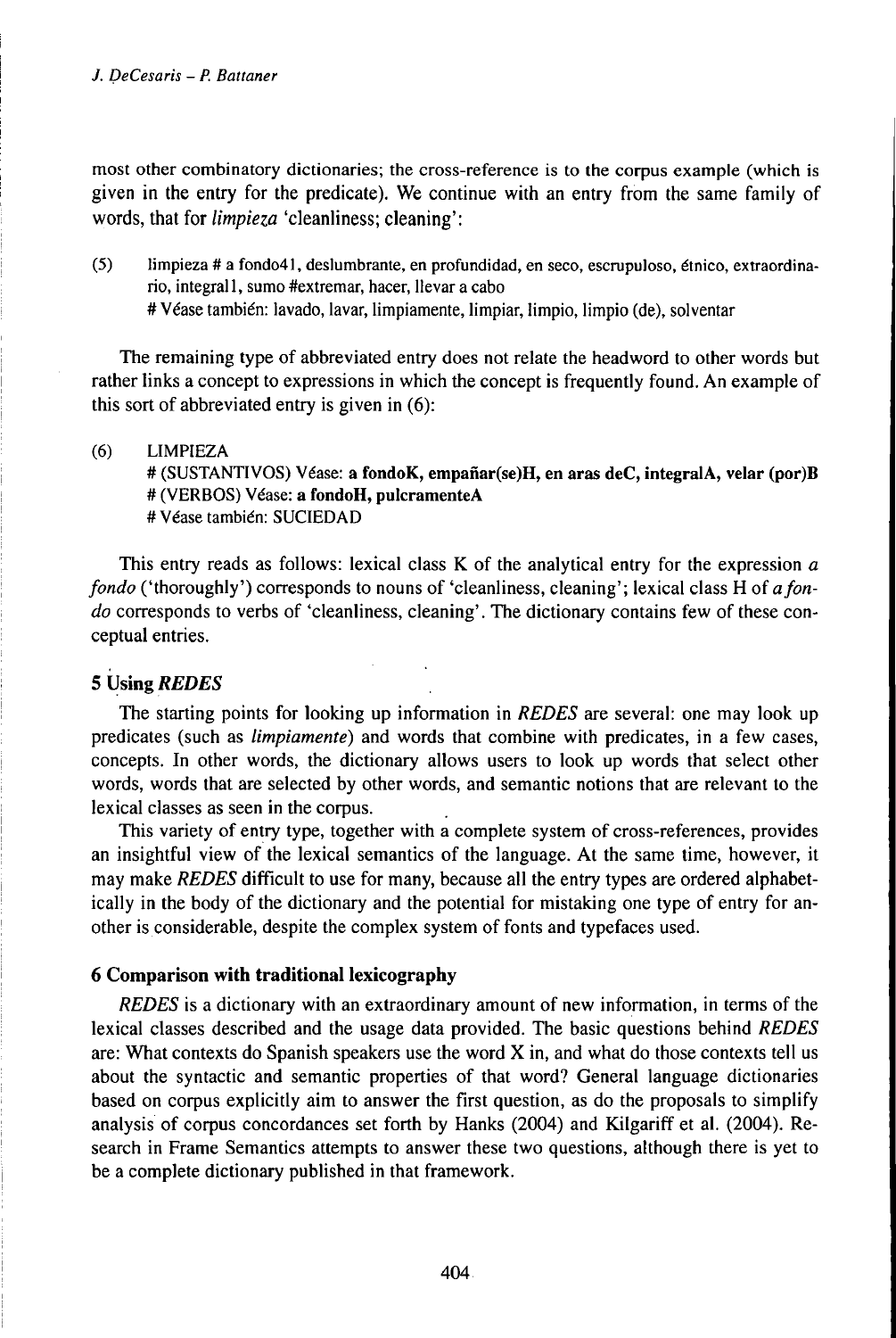most other combinatory dictionaries; the cross-reference is to the corpus example (which is given in the entry for the predicate). We continue with an entry from the same family of words, that for *limpieza* 'cleanliness; cleaning':

(5) limpieza # a fondo41, deslumbrante, en profundidad, en seco, escrupuloso, étnico, extraordinario, integral1, sumo #extremar, hacer, llevar a cabo
# Véase también: lavado, lavar, limpiamente, limpiar, limpio, limpio (de), solventar

The remaining type of abbreviated entry does not relate the headword to other words but rather links a concept to expressions in which the concept is frequently found. An example of this sort of abbreviated entry is given in (6):

(6) LIMPIEZA
# (SUSTANTIVOS) Véase: **a fondoK, empañar(se)H, en aras deC, integralA, velar (por)B**
# (VERBOS) Véase: **a fondoH, pulcramenteA**
# Véase también: SUCIEDAD

This entry reads as follows: lexical class K of the analytical entry for the expression *a fondo* ('thoroughly') corresponds to nouns of 'cleanliness, cleaning'; lexical class H of *a fondo* corresponds to verbs of 'cleanliness, cleaning'. The dictionary contains few of these conceptual entries.

## 5 Using *REDES*

The starting points for looking up information in *REDES* are several: one may look up predicates (such as *limpiamente*) and words that combine with predicates, in a few cases, concepts. In other words, the dictionary allows users to look up words that select other words, words that are selected by other words, and semantic notions that are relevant to the lexical classes as seen in the corpus.

This variety of entry type, together with a complete system of cross-references, provides an insightful view of the lexical semantics of the language. At the same time, however, it may make *REDES* difficult to use for many, because all the entry types are ordered alphabetically in the body of the dictionary and the potential for mistaking one type of entry for another is considerable, despite the complex system of fonts and typefaces used.

## 6 Comparison with traditional lexicography

*REDES* is a dictionary with an extraordinary amount of new information, in terms of the lexical classes described and the usage data provided. The basic questions behind *REDES* are: What contexts do Spanish speakers use the word X in, and what do those contexts tell us about the syntactic and semantic properties of that word? General language dictionaries based on corpus explicitly aim to answer the first question, as do the proposals to simplify analysis of corpus concordances set forth by Hanks (2004) and Kilgariff et al. (2004). Research in Frame Semantics attempts to answer these two questions, although there is yet to be a complete dictionary published in that framework.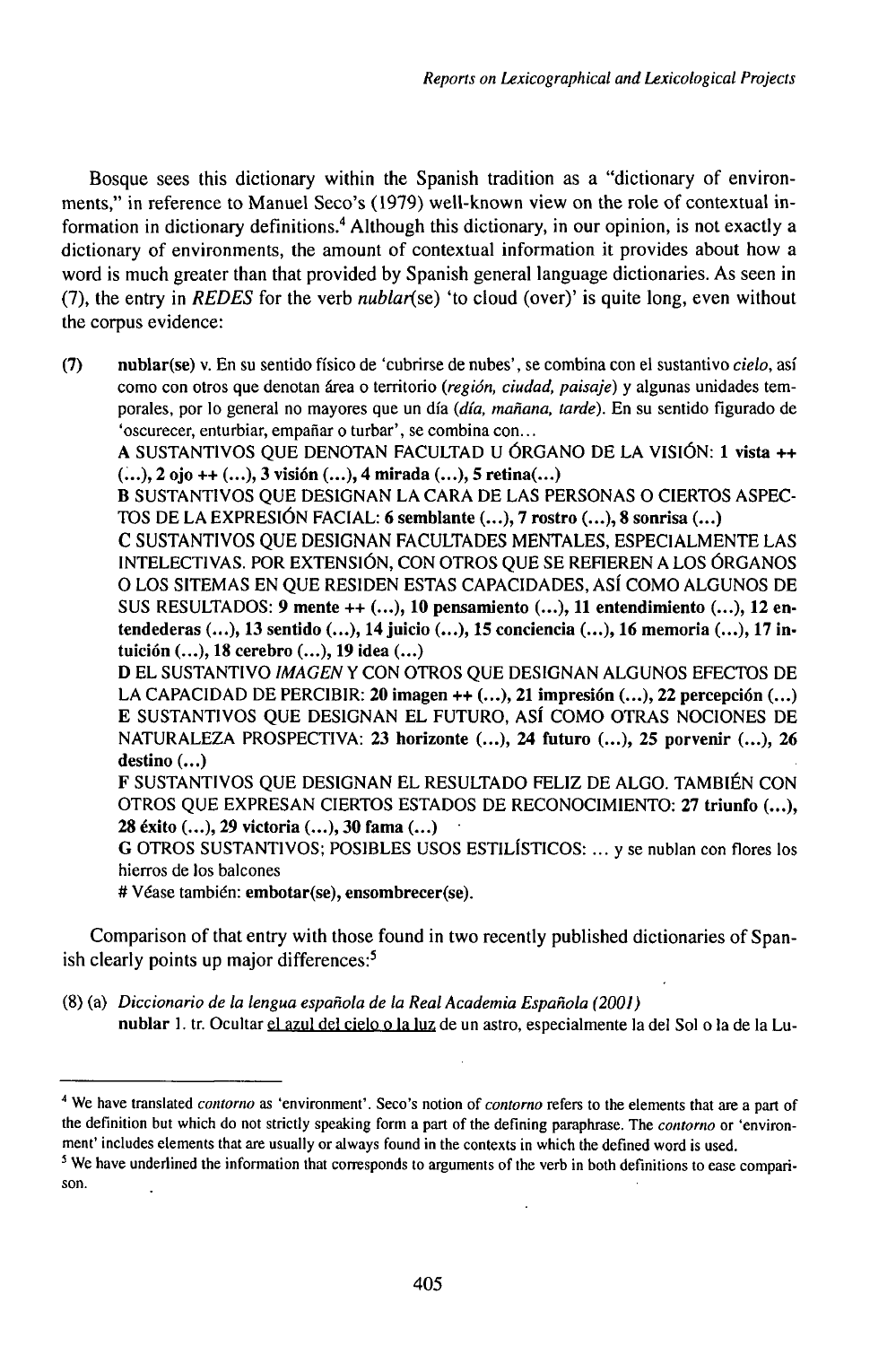Bosque sees this dictionary within the Spanish tradition as a "dictionary of environments," in reference to Manuel Seco's (1979) well-known view on the role of contextual information in dictionary definitions.[4] Although this dictionary, in our opinion, is not exactly a dictionary of environments, the amount of contextual information it provides about how a word is much greater than that provided by Spanish general language dictionaries. As seen in (7), the entry in *REDES* for the verb *nublar*(se) 'to cloud (over)' is quite long, even without the corpus evidence:

(7) **nublar(se)** v. En su sentido físico de 'cubrirse de nubes', se combina con el sustantivo *cielo*, así como con otros que denotan área o territorio (*región, ciudad, paisaje*) y algunas unidades temporales, por lo general no mayores que un día (*día, mañana, tarde*). En su sentido figurado de 'oscurecer, enturbiar, empañar o turbar', se combina con...

A SUSTANTIVOS QUE DENOTAN FACULTAD U ÓRGANO DE LA VISIÓN: **1 vista ++ (...), 2 ojo ++ (...), 3 visión (...), 4 mirada (...), 5 retina(...)**

B SUSTANTIVOS QUE DESIGNAN LA CARA DE LAS PERSONAS O CIERTOS ASPECTOS DE LA EXPRESIÓN FACIAL: **6 semblante (...), 7 rostro (...), 8 sonrisa (...)**

C SUSTANTIVOS QUE DESIGNAN FACULTADES MENTALES, ESPECIALMENTE LAS INTELECTIVAS. POR EXTENSIÓN, CON OTROS QUE SE REFIEREN A LOS ÓRGANOS O LOS SITEMAS EN QUE RESIDEN ESTAS CAPACIDADES, ASÍ COMO ALGUNOS DE SUS RESULTADOS: **9 mente ++ (...), 10 pensamiento (...), 11 entendimiento (...), 12 entendederas (...), 13 sentido (...), 14 juicio (...), 15 conciencia (...), 16 memoria (...), 17 intuición (...), 18 cerebro (...), 19 idea (...)**

D EL SUSTANTIVO *IMAGEN* Y CON OTROS QUE DESIGNAN ALGUNOS EFECTOS DE LA CAPACIDAD DE PERCIBIR: **20 imagen ++ (...), 21 impresión (...), 22 percepción (...)**

E SUSTANTIVOS QUE DESIGNAN EL FUTURO, ASÍ COMO OTRAS NOCIONES DE NATURALEZA PROSPECTIVA: **23 horizonte (...), 24 futuro (...), 25 porvenir (...), 26 destino (...)**

F SUSTANTIVOS QUE DESIGNAN EL RESULTADO FELIZ DE ALGO. TAMBIÉN CON OTROS QUE EXPRESAN CIERTOS ESTADOS DE RECONOCIMIENTO: **27 triunfo (...), 28 éxito (...), 29 victoria (...), 30 fama (...)**

G OTROS SUSTANTIVOS; POSIBLES USOS ESTILÍSTICOS: ... y se nublan con flores los hierros de los balcones

# Véase también: **embotar(se), ensombrecer(se).**

Comparison of that entry with those found in two recently published dictionaries of Spanish clearly points up major differences:[5]

(8) (a) *Diccionario de la lengua española de la Real Academia Española (2001)*
**nublar** 1. tr. Ocultar <u>el azul del cielo o la luz</u> de un astro, especialmente la del Sol o la de la Lu-

---

[4] We have translated *contorno* as 'environment'. Seco's notion of *contorno* refers to the elements that are a part of the definition but which do not strictly speaking form a part of the defining paraphrase. The *contorno* or 'environment' includes elements that are usually or always found in the contexts in which the defined word is used.

[5] We have underlined the information that corresponds to arguments of the verb in both definitions to ease comparison.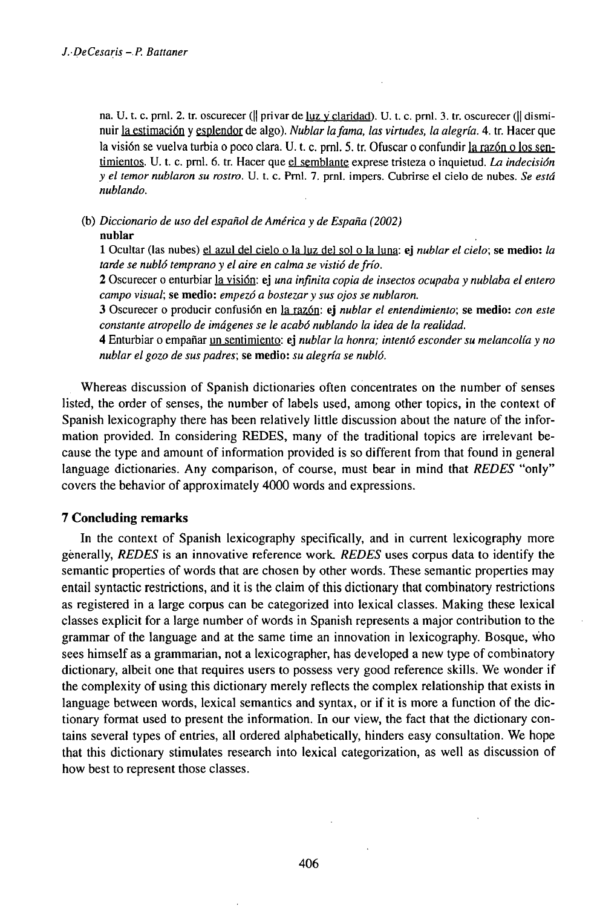na. U. t. c. prnl. 2. tr. oscurecer (|| privar de luz y claridad). U. t. c. prnl. 3. tr. oscurecer (|| disminuir la estimación y esplendor de algo). *Nublar la fama, las virtudes, la alegría.* 4. tr. Hacer que la visión se vuelva turbia o poco clara. U. t. c. prnl. 5. tr. Ofuscar o confundir la razón o los sentimientos. U. t. c. prnl. 6. tr. Hacer que el semblante exprese tristeza o inquietud. *La indecisión y el temor nublaron su rostro.* U. t. c. Prnl. 7. prnl. impers. Cubrirse el cielo de nubes. *Se está nublando.*

(b) *Diccionario de uso del español de América y de España (2002)*
**nublar**
1 Ocultar (las nubes) el azul del cielo o la luz del sol o la luna: **ej** *nublar el cielo*; **se medio:** *la tarde se nubló temprano y el aire en calma se vistió de frío.*
2 Oscurecer o enturbiar la visión: **ej** *una infinita copia de insectos ocupaba y nublaba el entero campo visual*; **se medio:** *empezó a bostezar y sus ojos se nublaron.*
3 Oscurecer o producir confusión en la razón: **ej** *nublar el entendimiento*; **se medio:** *con este constante atropello de imágenes se le acabó nublando la idea de la realidad.*
4 Enturbiar o empañar un sentimiento: **ej** *nublar la honra; intentó esconder su melancolía y no nublar el gozo de sus padres*; **se medio:** *su alegría se nubló.*

Whereas discussion of Spanish dictionaries often concentrates on the number of senses listed, the order of senses, the number of labels used, among other topics, in the context of Spanish lexicography there has been relatively little discussion about the nature of the information provided. In considering REDES, many of the traditional topics are irrelevant because the type and amount of information provided is so different from that found in general language dictionaries. Any comparison, of course, must bear in mind that *REDES* "only" covers the behavior of approximately 4000 words and expressions.

## 7 Concluding remarks

In the context of Spanish lexicography specifically, and in current lexicography more generally, *REDES* is an innovative reference work. *REDES* uses corpus data to identify the semantic properties of words that are chosen by other words. These semantic properties may entail syntactic restrictions, and it is the claim of this dictionary that combinatory restrictions as registered in a large corpus can be categorized into lexical classes. Making these lexical classes explicit for a large number of words in Spanish represents a major contribution to the grammar of the language and at the same time an innovation in lexicography. Bosque, who sees himself as a grammarian, not a lexicographer, has developed a new type of combinatory dictionary, albeit one that requires users to possess very good reference skills. We wonder if the complexity of using this dictionary merely reflects the complex relationship that exists in language between words, lexical semantics and syntax, or if it is more a function of the dictionary format used to present the information. In our view, the fact that the dictionary contains several types of entries, all ordered alphabetically, hinders easy consultation. We hope that this dictionary stimulates research into lexical categorization, as well as discussion of how best to represent those classes.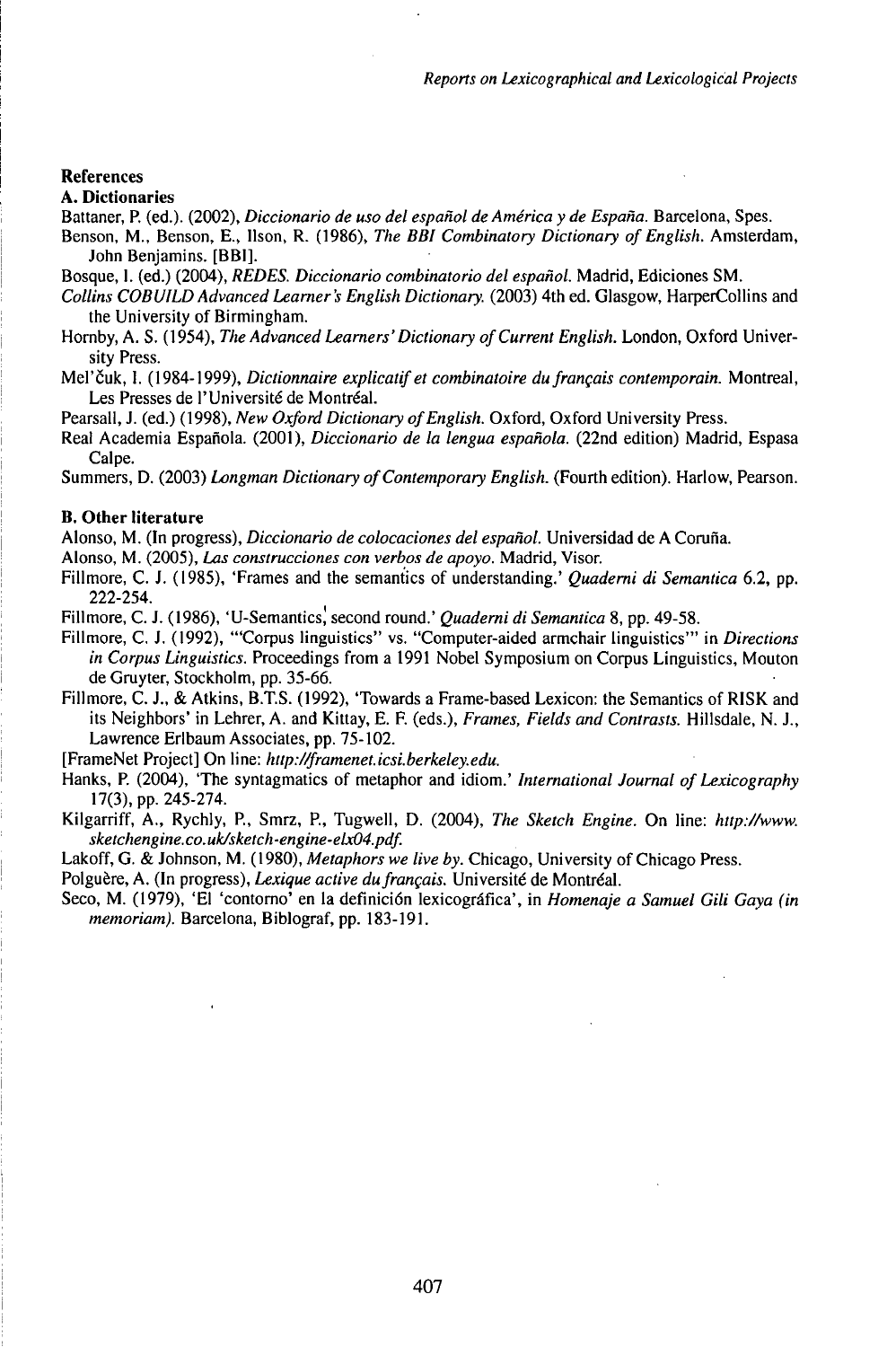## References

### A. Dictionaries

Battaner, P. (ed.). (2002), *Diccionario de uso del español de América y de España*. Barcelona, Spes.

Benson, M., Benson, E., Ilson, R. (1986), *The BBI Combinatory Dictionary of English*. Amsterdam, John Benjamins. [BBI].

Bosque, I. (ed.) (2004), *REDES. Diccionario combinatorio del español*. Madrid, Ediciones SM.

*Collins COBUILD Advanced Learner's English Dictionary*. (2003) 4th ed. Glasgow, HarperCollins and the University of Birmingham.

Hornby, A. S. (1954), *The Advanced Learners' Dictionary of Current English*. London, Oxford University Press.

Mel'čuk, I. (1984-1999), *Dictionnaire explicatif et combinatoire du français contemporain*. Montreal, Les Presses de l'Université de Montréal.

Pearsall, J. (ed.) (1998), *New Oxford Dictionary of English*. Oxford, Oxford University Press.

Real Academia Española. (2001), *Diccionario de la lengua española*. (22nd edition) Madrid, Espasa Calpe.

Summers, D. (2003) *Longman Dictionary of Contemporary English*. (Fourth edition). Harlow, Pearson.

### B. Other literature

Alonso, M. (In progress), *Diccionario de colocaciones del español*. Universidad de A Coruña.

Alonso, M. (2005), *Las construcciones con verbos de apoyo*. Madrid, Visor.

Fillmore, C. J. (1985), 'Frames and the semantics of understanding.' *Quaderni di Semantica* 6.2, pp. 222-254.

Fillmore, C. J. (1986), 'U-Semantics, second round.' *Quaderni di Semantica* 8, pp. 49-58.

Fillmore, C. J. (1992), '"Corpus linguistics" vs. "Computer-aided armchair linguistics"' in *Directions in Corpus Linguistics*. Proceedings from a 1991 Nobel Symposium on Corpus Linguistics, Mouton de Gruyter, Stockholm, pp. 35-66.

Fillmore, C. J., & Atkins, B.T.S. (1992), 'Towards a Frame-based Lexicon: the Semantics of RISK and its Neighbors' in Lehrer, A. and Kittay, E. F. (eds.), *Frames, Fields and Contrasts*. Hillsdale, N. J., Lawrence Erlbaum Associates, pp. 75-102.

[FrameNet Project] On line: *http://framenet.icsi.berkeley.edu*.

Hanks, P. (2004), 'The syntagmatics of metaphor and idiom.' *International Journal of Lexicography* 17(3), pp. 245-274.

Kilgarriff, A., Rychly, P., Smrz, P., Tugwell, D. (2004), *The Sketch Engine*. On line: *http://www.sketchengine.co.uk/sketch-engine-elx04.pdf*.

Lakoff, G. & Johnson, M. (1980), *Metaphors we live by*. Chicago, University of Chicago Press.

Polguère, A. (In progress), *Lexique active du français*. Université de Montréal.

Seco, M. (1979), 'El 'contorno' en la definición lexicográfica', in *Homenaje a Samuel Gili Gaya (in memoriam)*. Barcelona, Biblograf, pp. 183-191.